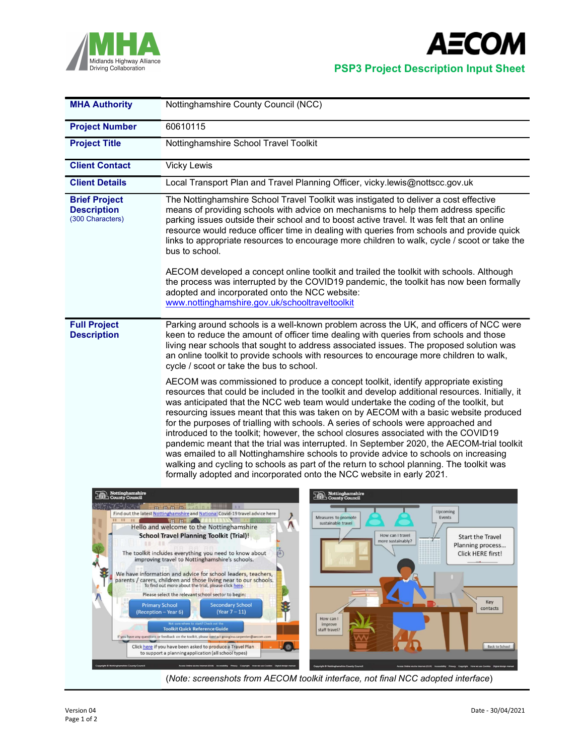**Midlands Highway Alliance** — Driving Collaboration

**AECOM**

## PSP3 Project Description Input Sheet

| | |
|---|---|
| **MHA Authority** | Nottinghamshire County Council (NCC) |
| **Project Number** | 60610115 |
| **Project Title** | Nottinghamshire School Travel Toolkit |
| **Client Contact** | Vicky Lewis |
| **Client Details** | Local Transport Plan and Travel Planning Officer, vicky.lewis@nottscc.gov.uk |
| **Brief Project Description** (300 Characters) | The Nottinghamshire School Travel Toolkit was instigated to deliver a cost effective means of providing schools with advice on mechanisms to help them address specific parking issues outside their school and to boost active travel. It was felt that an online resource would reduce officer time in dealing with queries from schools and provide quick links to appropriate resources to encourage more children to walk, cycle / scoot or take the bus to school.<br><br>AECOM developed a concept online toolkit and trailed the toolkit with schools. Although the process was interrupted by the COVID19 pandemic, the toolkit has now been formally adopted and incorporated onto the NCC website: www.nottinghamshire.gov.uk/schooltraveltoolkit |
| **Full Project Description** | Parking around schools is a well-known problem across the UK, and officers of NCC were keen to reduce the amount of officer time dealing with queries from schools and those living near schools that sought to address associated issues. The proposed solution was an online toolkit to provide schools with resources to encourage more children to walk, cycle / scoot or take the bus to school.<br><br>AECOM was commissioned to produce a concept toolkit, identify appropriate existing resources that could be included in the toolkit and develop additional resources. Initially, it was anticipated that the NCC web team would undertake the coding of the toolkit, but resourcing issues meant that this was taken on by AECOM with a basic website produced for the purposes of trialling with schools. A series of schools were approached and introduced to the toolkit; however, the school closures associated with the COVID19 pandemic meant that the trial was interrupted. In September 2020, the AECOM-trial toolkit was emailed to all Nottinghamshire schools to provide advice to schools on increasing walking and cycling to schools as part of the return to school planning. The toolkit was formally adopted and incorporated onto the NCC website in early 2021. |

(*Note: screenshots from AECOM toolkit interface, not final NCC adopted interface*)

Version 04

Date - 30/04/2021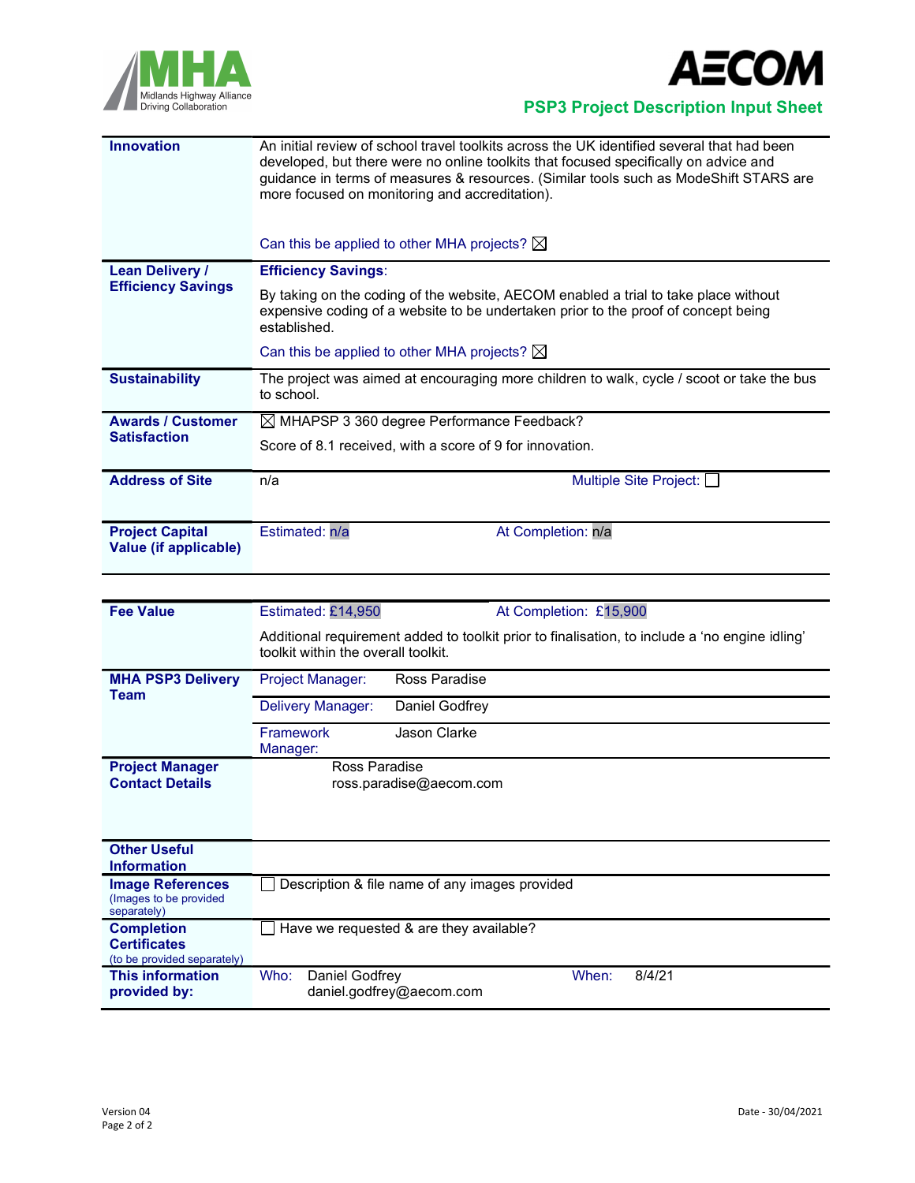**PSP3 Project Description Input Sheet**

| | |
|---|---|
| **Innovation** | An initial review of school travel toolkits across the UK identified several that had been developed, but there were no online toolkits that focused specifically on advice and guidance in terms of measures & resources. (Similar tools such as ModeShift STARS are more focused on monitoring and accreditation).<br><br>Can this be applied to other MHA projects? ☒ |
| **Lean Delivery / Efficiency Savings** | **Efficiency Savings**:<br>By taking on the coding of the website, AECOM enabled a trial to take place without expensive coding of a website to be undertaken prior to the proof of concept being established.<br>Can this be applied to other MHA projects? ☒ |
| **Sustainability** | The project was aimed at encouraging more children to walk, cycle / scoot or take the bus to school. |
| **Awards / Customer Satisfaction** | ☒ MHAPSP 3 360 degree Performance Feedback?<br>Score of 8.1 received, with a score of 9 for innovation. |
| **Address of Site** | n/a    Multiple Site Project: ☐ |
| **Project Capital Value (if applicable)** | Estimated: n/a    At Completion: n/a |

| | |
|---|---|
| **Fee Value** | Estimated: £14,950    At Completion: £15,900<br>Additional requirement added to toolkit prior to finalisation, to include a 'no engine idling' toolkit within the overall toolkit. |
| **MHA PSP3 Delivery Team** | Project Manager: Ross Paradise<br>Delivery Manager: Daniel Godfrey<br>Framework Manager: Jason Clarke |
| **Project Manager Contact Details** | Ross Paradise<br>ross.paradise@aecom.com |
| **Other Useful Information** | |
| **Image References** (Images to be provided separately) | ☐ Description & file name of any images provided |
| **Completion Certificates** (to be provided separately) | ☐ Have we requested & are they available? |
| **This information provided by:** | Who: Daniel Godfrey daniel.godfrey@aecom.com    When: 8/4/21 |

Version 04

Date - 30/04/2021